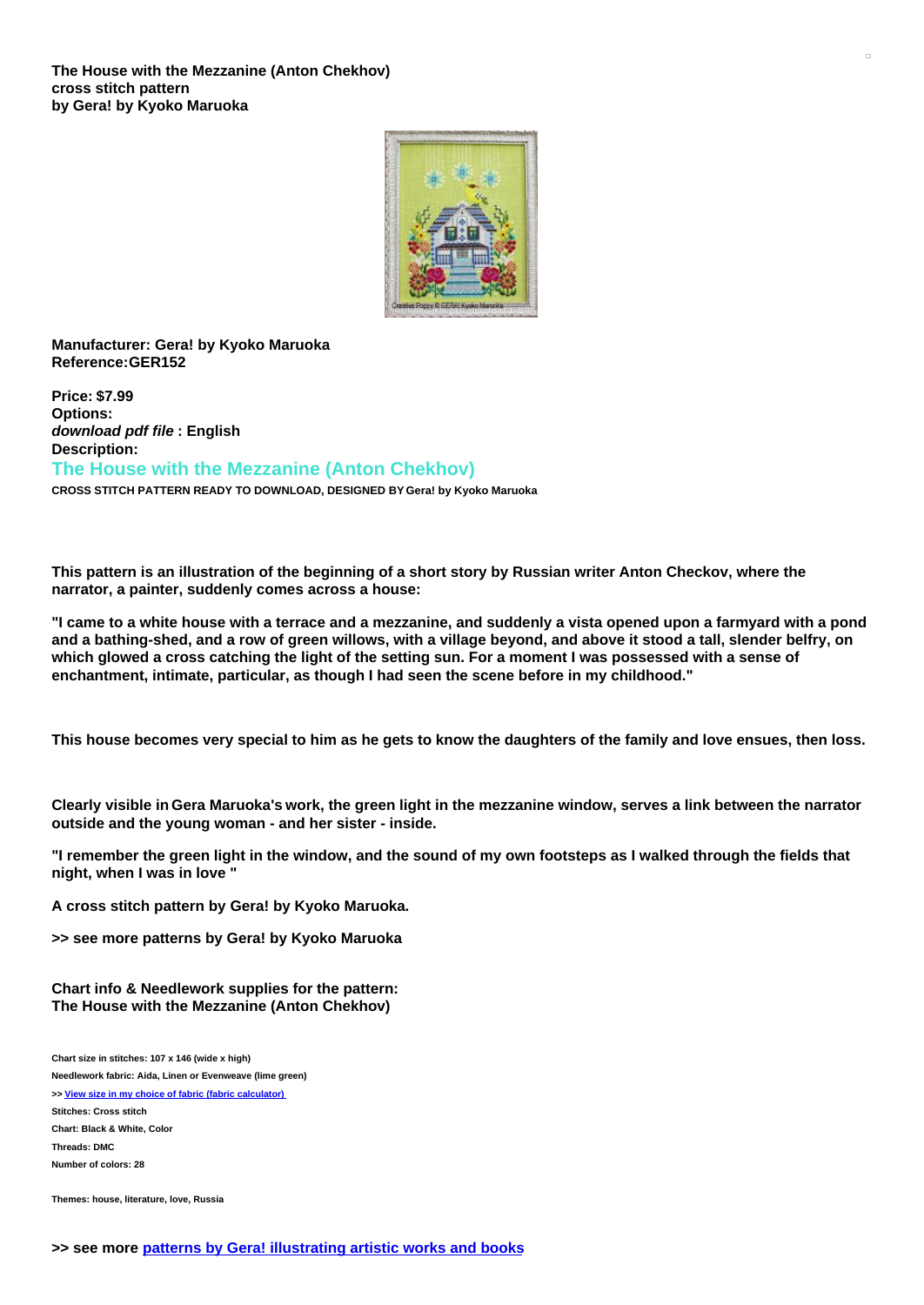**The House with the Mezzanine (Anton Chekhov)**
**cross stitch pattern**
**by Gera! by Kyoko Maruoka**

**Manufacturer: Gera! by Kyoko Maruoka**
**Reference:GER152**

**Price: $7.99**
**Options:**
***download pdf file* : English**
**Description:**

## The House with the Mezzanine (Anton Chekhov)

**CROSS STITCH PATTERN READY TO DOWNLOAD, DESIGNED BY Gera! by Kyoko Maruoka**

**This pattern is an illustration of the beginning of a short story by Russian writer Anton Checkov, where the narrator, a painter, suddenly comes across a house:**

**"I came to a white house with a terrace and a mezzanine, and suddenly a vista opened upon a farmyard with a pond and a bathing-shed, and a row of green willows, with a village beyond, and above it stood a tall, slender belfry, on which glowed a cross catching the light of the setting sun. For a moment I was possessed with a sense of enchantment, intimate, particular, as though I had seen the scene before in my childhood."**

**This house becomes very special to him as he gets to know the daughters of the family and love ensues, then loss.**

**Clearly visible in Gera Maruoka's work, the green light in the mezzanine window, serves a link between the narrator outside and the young woman - and her sister - inside.**

**"I remember the green light in the window, and the sound of my own footsteps as I walked through the fields that night, when I was in love "**

**A cross stitch pattern by Gera! by Kyoko Maruoka.**

**>> see more patterns by Gera! by Kyoko Maruoka**

**Chart info & Needlework supplies for the pattern:**
**The House with the Mezzanine (Anton Chekhov)**

**Chart size in stitches: 107 x 146 (wide x high)**
**Needlework fabric: Aida, Linen or Evenweave (lime green)**
**>> View size in my choice of fabric (fabric calculator)**
**Stitches: Cross stitch**
**Chart: Black & White, Color**
**Threads: DMC**
**Number of colors: 28**

**Themes: house, literature, love, Russia**

**>> see more patterns by Gera! illustrating artistic works and books**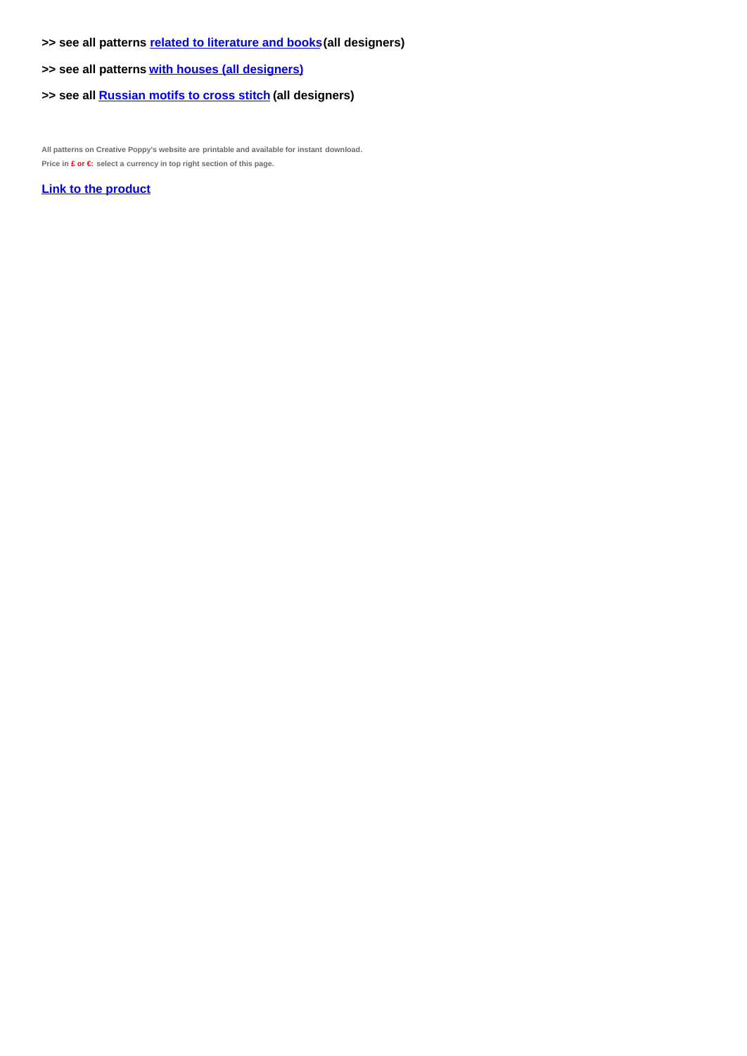**>> see all patterns related to literature and books (all designers)**

**>> see all patterns with houses (all designers)**

**>> see all Russian motifs to cross stitch (all designers)**

All patterns on Creative Poppy's website are printable and available for instant download.
Price in £ or €: select a currency in top right section of this page.

**Link to the product**